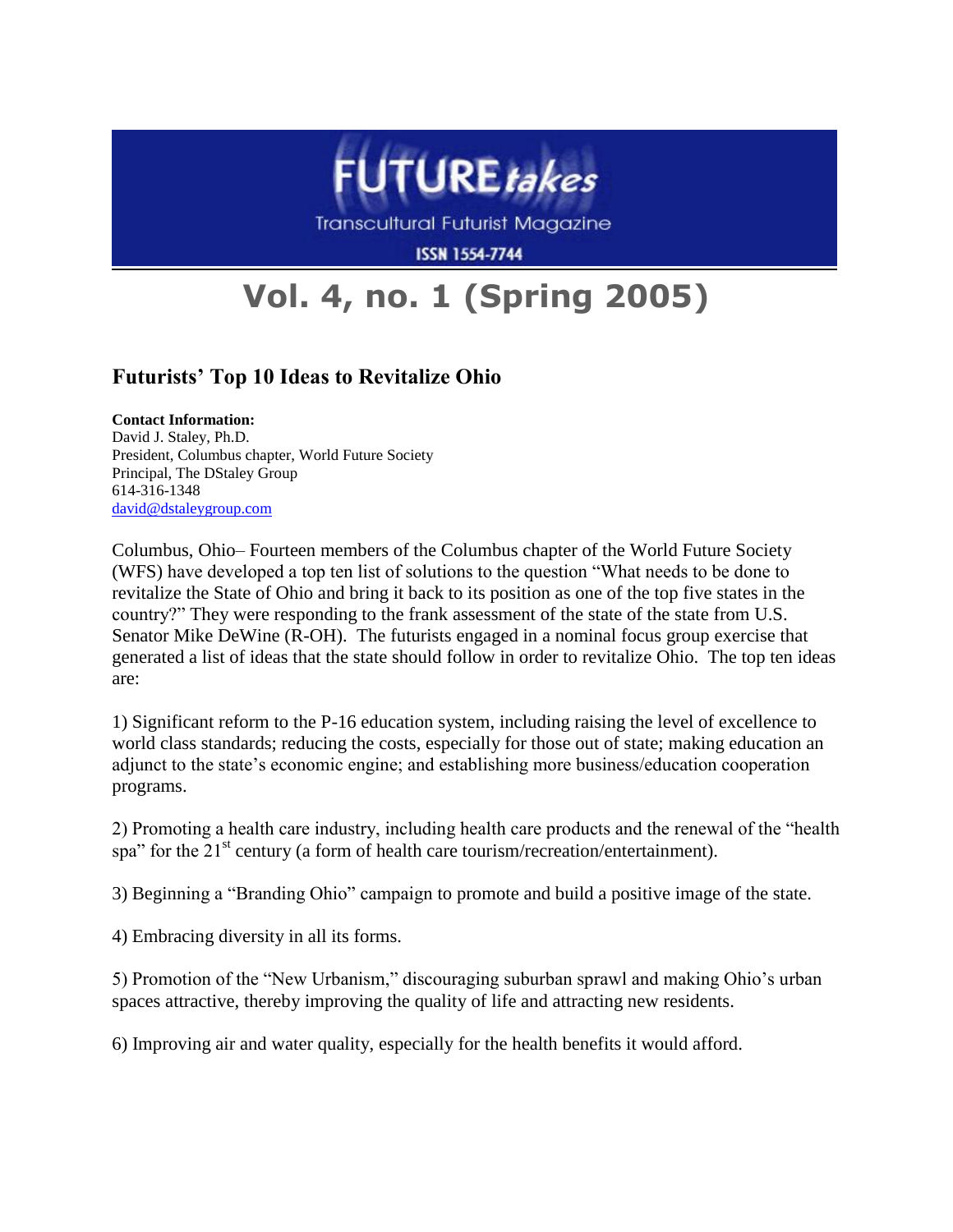# FUTURE*takes*

Transcultural Futurist Magazine

ISSN 1554-7744

# Vol. 4, no. 1 (Spring 2005)

## Futurists' Top 10 Ideas to Revitalize Ohio

**Contact Information:**
David J. Staley, Ph.D.
President, Columbus chapter, World Future Society
Principal, The DStaley Group
614-316-1348
david@dstaleygroup.com

Columbus, Ohio– Fourteen members of the Columbus chapter of the World Future Society (WFS) have developed a top ten list of solutions to the question "What needs to be done to revitalize the State of Ohio and bring it back to its position as one of the top five states in the country?" They were responding to the frank assessment of the state of the state from U.S. Senator Mike DeWine (R-OH). The futurists engaged in a nominal focus group exercise that generated a list of ideas that the state should follow in order to revitalize Ohio. The top ten ideas are:

1) Significant reform to the P-16 education system, including raising the level of excellence to world class standards; reducing the costs, especially for those out of state; making education an adjunct to the state's economic engine; and establishing more business/education cooperation programs.

2) Promoting a health care industry, including health care products and the renewal of the "health spa" for the 21st century (a form of health care tourism/recreation/entertainment).

3) Beginning a "Branding Ohio" campaign to promote and build a positive image of the state.

4) Embracing diversity in all its forms.

5) Promotion of the "New Urbanism," discouraging suburban sprawl and making Ohio's urban spaces attractive, thereby improving the quality of life and attracting new residents.

6) Improving air and water quality, especially for the health benefits it would afford.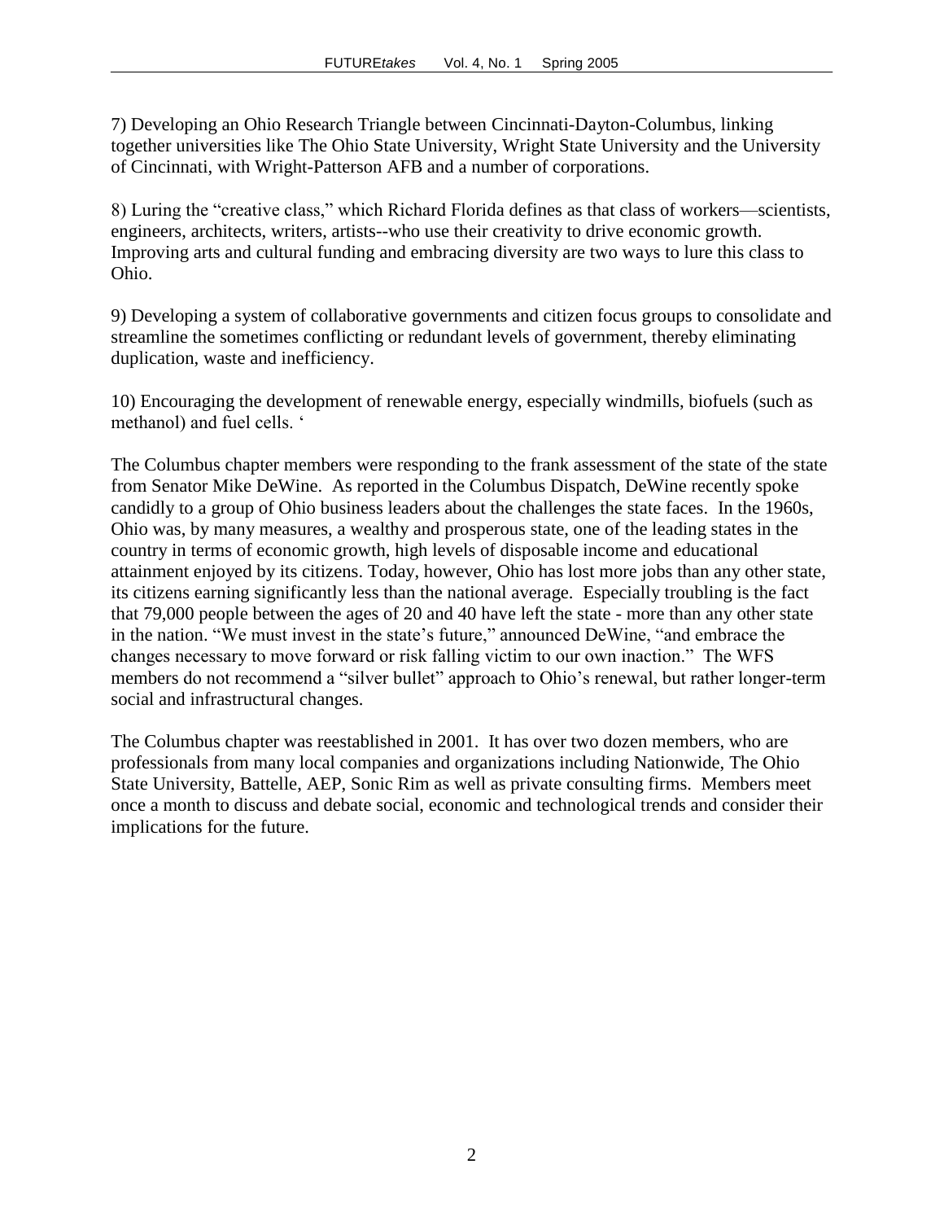7) Developing an Ohio Research Triangle between Cincinnati-Dayton-Columbus, linking together universities like The Ohio State University, Wright State University and the University of Cincinnati, with Wright-Patterson AFB and a number of corporations.

8) Luring the "creative class," which Richard Florida defines as that class of workers—scientists, engineers, architects, writers, artists--who use their creativity to drive economic growth. Improving arts and cultural funding and embracing diversity are two ways to lure this class to Ohio.

9) Developing a system of collaborative governments and citizen focus groups to consolidate and streamline the sometimes conflicting or redundant levels of government, thereby eliminating duplication, waste and inefficiency.

10) Encouraging the development of renewable energy, especially windmills, biofuels (such as methanol) and fuel cells. '

The Columbus chapter members were responding to the frank assessment of the state of the state from Senator Mike DeWine. As reported in the Columbus Dispatch, DeWine recently spoke candidly to a group of Ohio business leaders about the challenges the state faces. In the 1960s, Ohio was, by many measures, a wealthy and prosperous state, one of the leading states in the country in terms of economic growth, high levels of disposable income and educational attainment enjoyed by its citizens. Today, however, Ohio has lost more jobs than any other state, its citizens earning significantly less than the national average. Especially troubling is the fact that 79,000 people between the ages of 20 and 40 have left the state - more than any other state in the nation. "We must invest in the state's future," announced DeWine, "and embrace the changes necessary to move forward or risk falling victim to our own inaction." The WFS members do not recommend a "silver bullet" approach to Ohio's renewal, but rather longer-term social and infrastructural changes.

The Columbus chapter was reestablished in 2001. It has over two dozen members, who are professionals from many local companies and organizations including Nationwide, The Ohio State University, Battelle, AEP, Sonic Rim as well as private consulting firms. Members meet once a month to discuss and debate social, economic and technological trends and consider their implications for the future.